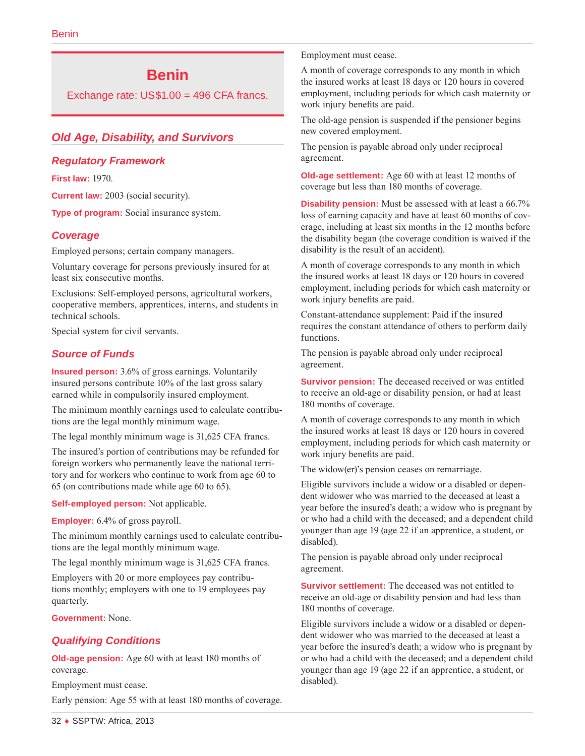# Benin

Exchange rate: US$1.00 = 496 CFA francs.

## Old Age, Disability, and Survivors

### Regulatory Framework

**First law:** 1970.

**Current law:** 2003 (social security).

**Type of program:** Social insurance system.

### Coverage

Employed persons; certain company managers.

Voluntary coverage for persons previously insured for at least six consecutive months.

Exclusions: Self-employed persons, agricultural workers, cooperative members, apprentices, interns, and students in technical schools.

Special system for civil servants.

### Source of Funds

**Insured person:** 3.6% of gross earnings. Voluntarily insured persons contribute 10% of the last gross salary earned while in compulsorily insured employment.

The minimum monthly earnings used to calculate contributions are the legal monthly minimum wage.

The legal monthly minimum wage is 31,625 CFA francs.

The insured's portion of contributions may be refunded for foreign workers who permanently leave the national territory and for workers who continue to work from age 60 to 65 (on contributions made while age 60 to 65).

**Self-employed person:** Not applicable.

**Employer:** 6.4% of gross payroll.

The minimum monthly earnings used to calculate contributions are the legal monthly minimum wage.

The legal monthly minimum wage is 31,625 CFA francs.

Employers with 20 or more employees pay contributions monthly; employers with one to 19 employees pay quarterly.

**Government:** None.

### Qualifying Conditions

**Old-age pension:** Age 60 with at least 180 months of coverage.

Employment must cease.

Early pension: Age 55 with at least 180 months of coverage. Employment must cease.

A month of coverage corresponds to any month in which the insured works at least 18 days or 120 hours in covered employment, including periods for which cash maternity or work injury benefits are paid.

The old-age pension is suspended if the pensioner begins new covered employment.

The pension is payable abroad only under reciprocal agreement.

**Old-age settlement:** Age 60 with at least 12 months of coverage but less than 180 months of coverage.

**Disability pension:** Must be assessed with at least a 66.7% loss of earning capacity and have at least 60 months of coverage, including at least six months in the 12 months before the disability began (the coverage condition is waived if the disability is the result of an accident).

A month of coverage corresponds to any month in which the insured works at least 18 days or 120 hours in covered employment, including periods for which cash maternity or work injury benefits are paid.

Constant-attendance supplement: Paid if the insured requires the constant attendance of others to perform daily functions.

The pension is payable abroad only under reciprocal agreement.

**Survivor pension:** The deceased received or was entitled to receive an old-age or disability pension, or had at least 180 months of coverage.

A month of coverage corresponds to any month in which the insured works at least 18 days or 120 hours in covered employment, including periods for which cash maternity or work injury benefits are paid.

The widow(er)'s pension ceases on remarriage.

Eligible survivors include a widow or a disabled or dependent widower who was married to the deceased at least a year before the insured's death; a widow who is pregnant by or who had a child with the deceased; and a dependent child younger than age 19 (age 22 if an apprentice, a student, or disabled).

The pension is payable abroad only under reciprocal agreement.

**Survivor settlement:** The deceased was not entitled to receive an old-age or disability pension and had less than 180 months of coverage.

Eligible survivors include a widow or a disabled or dependent widower who was married to the deceased at least a year before the insured's death; a widow who is pregnant by or who had a child with the deceased; and a dependent child younger than age 19 (age 22 if an apprentice, a student, or disabled).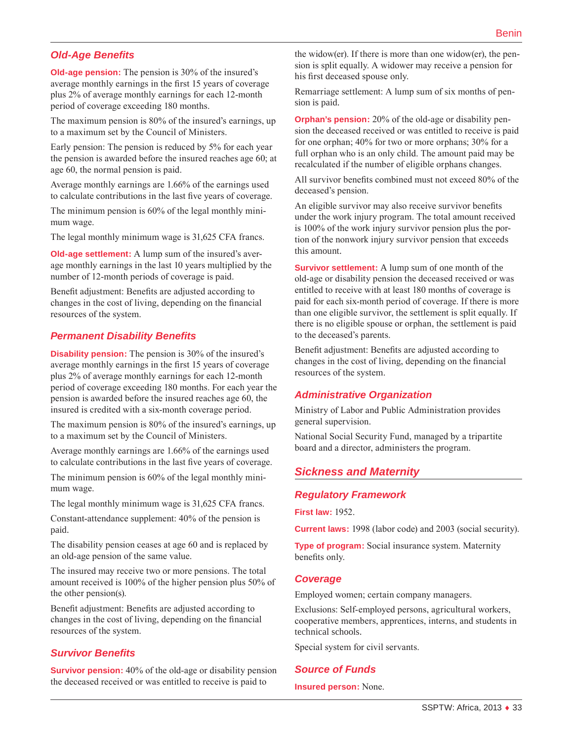## Old-Age Benefits

**Old-age pension:** The pension is 30% of the insured's average monthly earnings in the first 15 years of coverage plus 2% of average monthly earnings for each 12-month period of coverage exceeding 180 months.

The maximum pension is 80% of the insured's earnings, up to a maximum set by the Council of Ministers.

Early pension: The pension is reduced by 5% for each year the pension is awarded before the insured reaches age 60; at age 60, the normal pension is paid.

Average monthly earnings are 1.66% of the earnings used to calculate contributions in the last five years of coverage.

The minimum pension is 60% of the legal monthly minimum wage.

The legal monthly minimum wage is 31,625 CFA francs.

**Old-age settlement:** A lump sum of the insured's average monthly earnings in the last 10 years multiplied by the number of 12-month periods of coverage is paid.

Benefit adjustment: Benefits are adjusted according to changes in the cost of living, depending on the financial resources of the system.

## Permanent Disability Benefits

**Disability pension:** The pension is 30% of the insured's average monthly earnings in the first 15 years of coverage plus 2% of average monthly earnings for each 12-month period of coverage exceeding 180 months. For each year the pension is awarded before the insured reaches age 60, the insured is credited with a six-month coverage period.

The maximum pension is 80% of the insured's earnings, up to a maximum set by the Council of Ministers.

Average monthly earnings are 1.66% of the earnings used to calculate contributions in the last five years of coverage.

The minimum pension is 60% of the legal monthly minimum wage.

The legal monthly minimum wage is 31,625 CFA francs.

Constant-attendance supplement: 40% of the pension is paid.

The disability pension ceases at age 60 and is replaced by an old-age pension of the same value.

The insured may receive two or more pensions. The total amount received is 100% of the higher pension plus 50% of the other pension(s).

Benefit adjustment: Benefits are adjusted according to changes in the cost of living, depending on the financial resources of the system.

## Survivor Benefits

**Survivor pension:** 40% of the old-age or disability pension the deceased received or was entitled to receive is paid to the widow(er). If there is more than one widow(er), the pension is split equally. A widower may receive a pension for his first deceased spouse only.

Remarriage settlement: A lump sum of six months of pension is paid.

**Orphan's pension:** 20% of the old-age or disability pension the deceased received or was entitled to receive is paid for one orphan; 40% for two or more orphans; 30% for a full orphan who is an only child. The amount paid may be recalculated if the number of eligible orphans changes.

All survivor benefits combined must not exceed 80% of the deceased's pension.

An eligible survivor may also receive survivor benefits under the work injury program. The total amount received is 100% of the work injury survivor pension plus the portion of the nonwork injury survivor pension that exceeds this amount.

**Survivor settlement:** A lump sum of one month of the old-age or disability pension the deceased received or was entitled to receive with at least 180 months of coverage is paid for each six-month period of coverage. If there is more than one eligible survivor, the settlement is split equally. If there is no eligible spouse or orphan, the settlement is paid to the deceased's parents.

Benefit adjustment: Benefits are adjusted according to changes in the cost of living, depending on the financial resources of the system.

## Administrative Organization

Ministry of Labor and Public Administration provides general supervision.

National Social Security Fund, managed by a tripartite board and a director, administers the program.

# Sickness and Maternity

## Regulatory Framework

**First law:** 1952.

**Current laws:** 1998 (labor code) and 2003 (social security).

**Type of program:** Social insurance system. Maternity benefits only.

## Coverage

Employed women; certain company managers.

Exclusions: Self-employed persons, agricultural workers, cooperative members, apprentices, interns, and students in technical schools.

Special system for civil servants.

## Source of Funds

**Insured person:** None.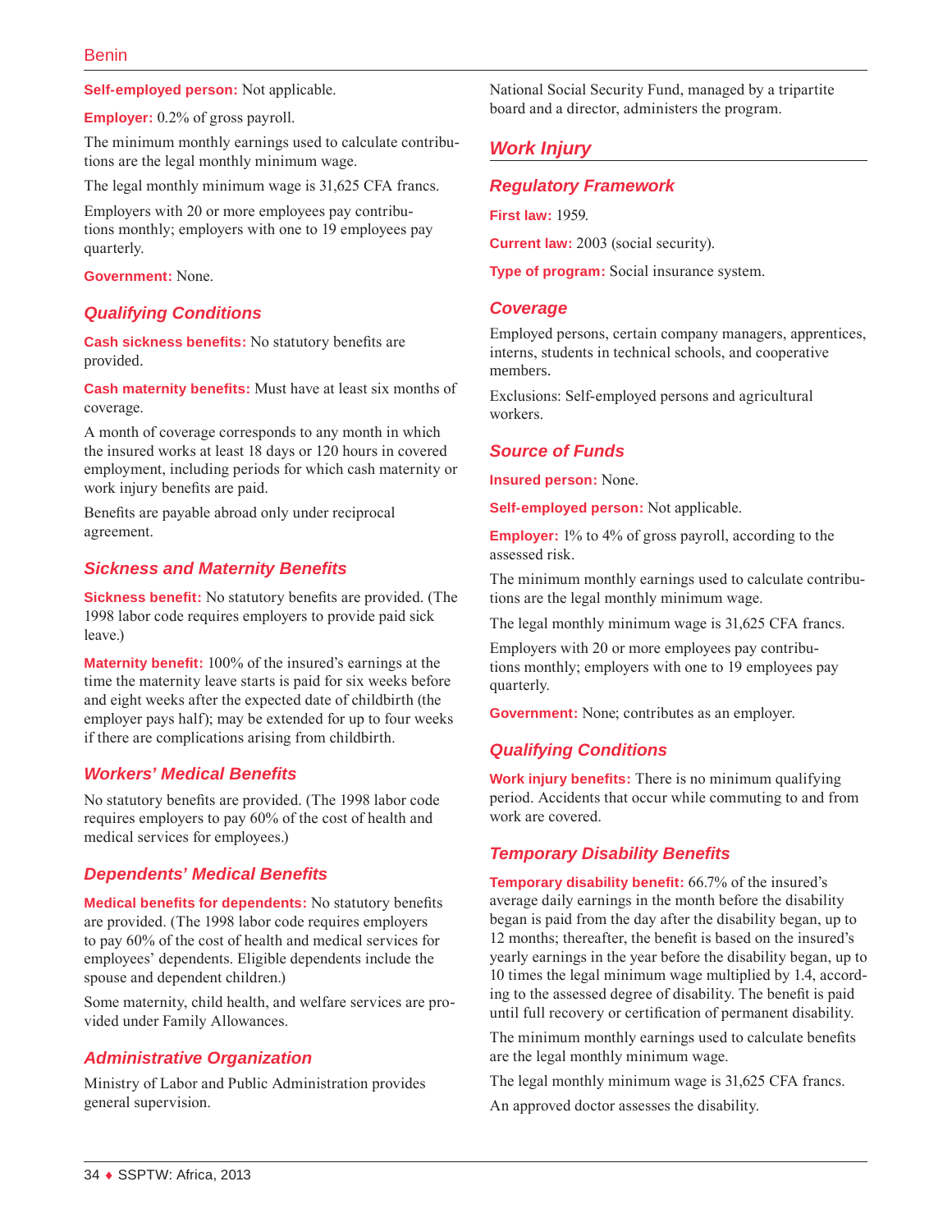**Self-employed person:** Not applicable.

**Employer:** 0.2% of gross payroll.

The minimum monthly earnings used to calculate contributions are the legal monthly minimum wage.

The legal monthly minimum wage is 31,625 CFA francs.

Employers with 20 or more employees pay contributions monthly; employers with one to 19 employees pay quarterly.

**Government:** None.

### Qualifying Conditions

**Cash sickness benefits:** No statutory benefits are provided.

**Cash maternity benefits:** Must have at least six months of coverage.

A month of coverage corresponds to any month in which the insured works at least 18 days or 120 hours in covered employment, including periods for which cash maternity or work injury benefits are paid.

Benefits are payable abroad only under reciprocal agreement.

### Sickness and Maternity Benefits

**Sickness benefit:** No statutory benefits are provided. (The 1998 labor code requires employers to provide paid sick leave.)

**Maternity benefit:** 100% of the insured's earnings at the time the maternity leave starts is paid for six weeks before and eight weeks after the expected date of childbirth (the employer pays half); may be extended for up to four weeks if there are complications arising from childbirth.

### Workers' Medical Benefits

No statutory benefits are provided. (The 1998 labor code requires employers to pay 60% of the cost of health and medical services for employees.)

### Dependents' Medical Benefits

**Medical benefits for dependents:** No statutory benefits are provided. (The 1998 labor code requires employers to pay 60% of the cost of health and medical services for employees' dependents. Eligible dependents include the spouse and dependent children.)

Some maternity, child health, and welfare services are provided under Family Allowances.

### Administrative Organization

Ministry of Labor and Public Administration provides general supervision.

National Social Security Fund, managed by a tripartite board and a director, administers the program.

## Work Injury

### Regulatory Framework

**First law:** 1959.

**Current law:** 2003 (social security).

**Type of program:** Social insurance system.

### Coverage

Employed persons, certain company managers, apprentices, interns, students in technical schools, and cooperative members.

Exclusions: Self-employed persons and agricultural workers.

### Source of Funds

**Insured person:** None.

**Self-employed person:** Not applicable.

**Employer:** 1% to 4% of gross payroll, according to the assessed risk.

The minimum monthly earnings used to calculate contributions are the legal monthly minimum wage.

The legal monthly minimum wage is 31,625 CFA francs.

Employers with 20 or more employees pay contributions monthly; employers with one to 19 employees pay quarterly.

**Government:** None; contributes as an employer.

### Qualifying Conditions

**Work injury benefits:** There is no minimum qualifying period. Accidents that occur while commuting to and from work are covered.

### Temporary Disability Benefits

**Temporary disability benefit:** 66.7% of the insured's average daily earnings in the month before the disability began is paid from the day after the disability began, up to 12 months; thereafter, the benefit is based on the insured's yearly earnings in the year before the disability began, up to 10 times the legal minimum wage multiplied by 1.4, according to the assessed degree of disability. The benefit is paid until full recovery or certification of permanent disability.

The minimum monthly earnings used to calculate benefits are the legal monthly minimum wage.

The legal monthly minimum wage is 31,625 CFA francs.

An approved doctor assesses the disability.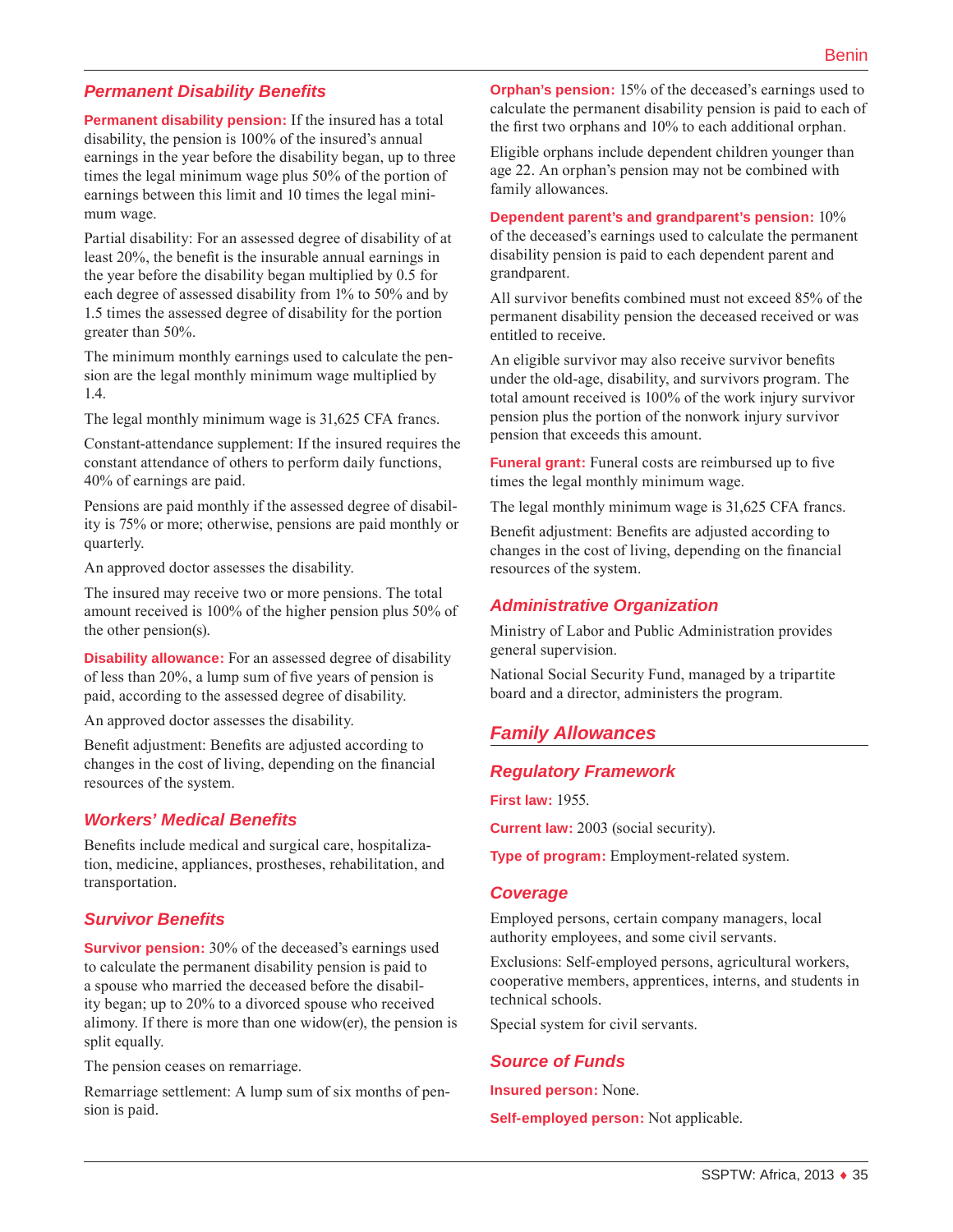### Permanent Disability Benefits

**Permanent disability pension:** If the insured has a total disability, the pension is 100% of the insured's annual earnings in the year before the disability began, up to three times the legal minimum wage plus 50% of the portion of earnings between this limit and 10 times the legal minimum wage.

Partial disability: For an assessed degree of disability of at least 20%, the benefit is the insurable annual earnings in the year before the disability began multiplied by 0.5 for each degree of assessed disability from 1% to 50% and by 1.5 times the assessed degree of disability for the portion greater than 50%.

The minimum monthly earnings used to calculate the pension are the legal monthly minimum wage multiplied by 1.4.

The legal monthly minimum wage is 31,625 CFA francs.

Constant-attendance supplement: If the insured requires the constant attendance of others to perform daily functions, 40% of earnings are paid.

Pensions are paid monthly if the assessed degree of disability is 75% or more; otherwise, pensions are paid monthly or quarterly.

An approved doctor assesses the disability.

The insured may receive two or more pensions. The total amount received is 100% of the higher pension plus 50% of the other pension(s).

**Disability allowance:** For an assessed degree of disability of less than 20%, a lump sum of five years of pension is paid, according to the assessed degree of disability.

An approved doctor assesses the disability.

Benefit adjustment: Benefits are adjusted according to changes in the cost of living, depending on the financial resources of the system.

### Workers' Medical Benefits

Benefits include medical and surgical care, hospitalization, medicine, appliances, prostheses, rehabilitation, and transportation.

### Survivor Benefits

**Survivor pension:** 30% of the deceased's earnings used to calculate the permanent disability pension is paid to a spouse who married the deceased before the disability began; up to 20% to a divorced spouse who received alimony. If there is more than one widow(er), the pension is split equally.

The pension ceases on remarriage.

Remarriage settlement: A lump sum of six months of pension is paid.

**Orphan's pension:** 15% of the deceased's earnings used to calculate the permanent disability pension is paid to each of the first two orphans and 10% to each additional orphan.

Eligible orphans include dependent children younger than age 22. An orphan's pension may not be combined with family allowances.

**Dependent parent's and grandparent's pension:** 10% of the deceased's earnings used to calculate the permanent disability pension is paid to each dependent parent and grandparent.

All survivor benefits combined must not exceed 85% of the permanent disability pension the deceased received or was entitled to receive.

An eligible survivor may also receive survivor benefits under the old-age, disability, and survivors program. The total amount received is 100% of the work injury survivor pension plus the portion of the nonwork injury survivor pension that exceeds this amount.

**Funeral grant:** Funeral costs are reimbursed up to five times the legal monthly minimum wage.

The legal monthly minimum wage is 31,625 CFA francs.

Benefit adjustment: Benefits are adjusted according to changes in the cost of living, depending on the financial resources of the system.

### Administrative Organization

Ministry of Labor and Public Administration provides general supervision.

National Social Security Fund, managed by a tripartite board and a director, administers the program.

## Family Allowances

### Regulatory Framework

**First law:** 1955.

**Current law:** 2003 (social security).

**Type of program:** Employment-related system.

### Coverage

Employed persons, certain company managers, local authority employees, and some civil servants.

Exclusions: Self-employed persons, agricultural workers, cooperative members, apprentices, interns, and students in technical schools.

Special system for civil servants.

### Source of Funds

**Insured person:** None.

**Self-employed person:** Not applicable.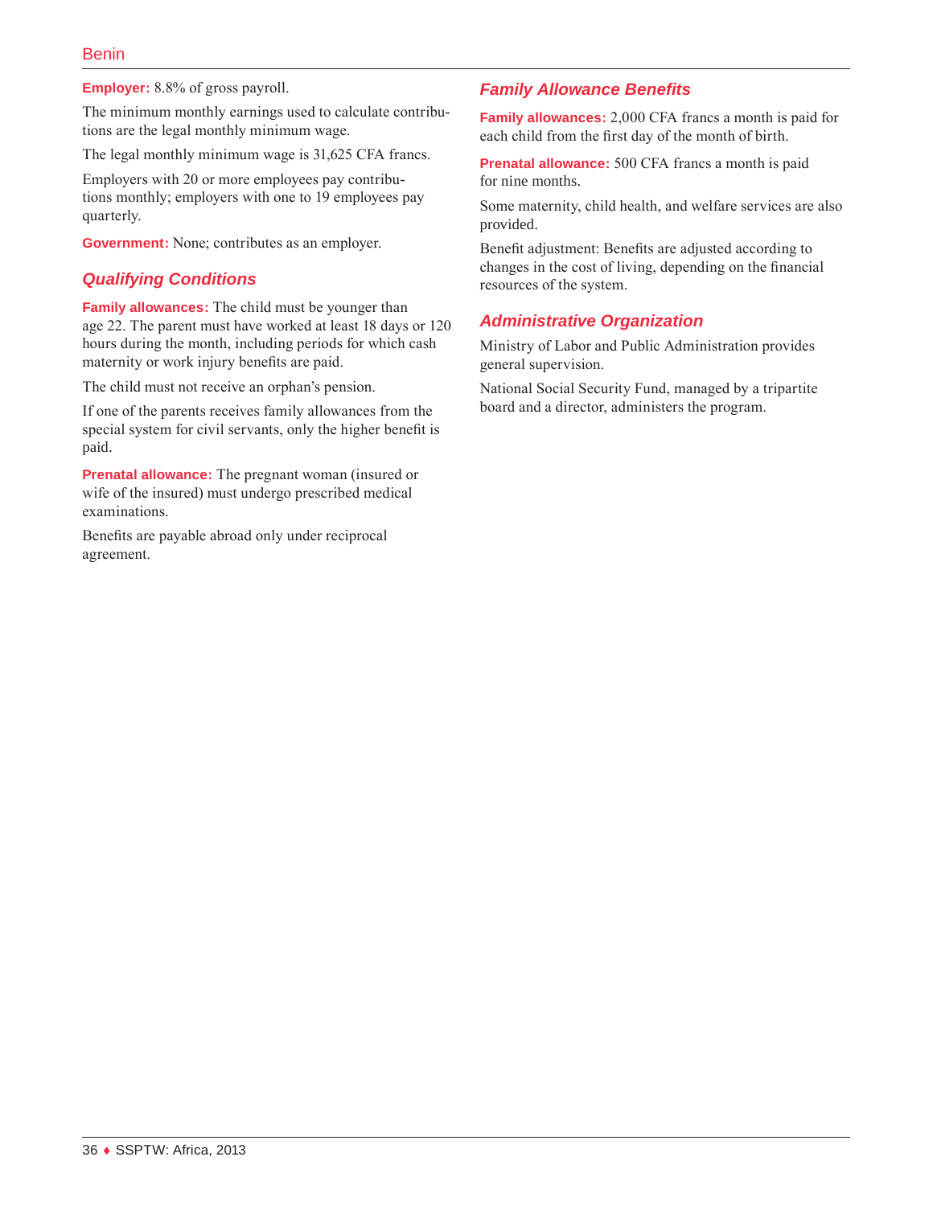**Employer:** 8.8% of gross payroll.

The minimum monthly earnings used to calculate contributions are the legal monthly minimum wage.

The legal monthly minimum wage is 31,625 CFA francs.

Employers with 20 or more employees pay contributions monthly; employers with one to 19 employees pay quarterly.

**Government:** None; contributes as an employer.

### Qualifying Conditions

**Family allowances:** The child must be younger than age 22. The parent must have worked at least 18 days or 120 hours during the month, including periods for which cash maternity or work injury benefits are paid.

The child must not receive an orphan's pension.

If one of the parents receives family allowances from the special system for civil servants, only the higher benefit is paid.

**Prenatal allowance:** The pregnant woman (insured or wife of the insured) must undergo prescribed medical examinations.

Benefits are payable abroad only under reciprocal agreement.

### Family Allowance Benefits

**Family allowances:** 2,000 CFA francs a month is paid for each child from the first day of the month of birth.

**Prenatal allowance:** 500 CFA francs a month is paid for nine months.

Some maternity, child health, and welfare services are also provided.

Benefit adjustment: Benefits are adjusted according to changes in the cost of living, depending on the financial resources of the system.

### Administrative Organization

Ministry of Labor and Public Administration provides general supervision.

National Social Security Fund, managed by a tripartite board and a director, administers the program.